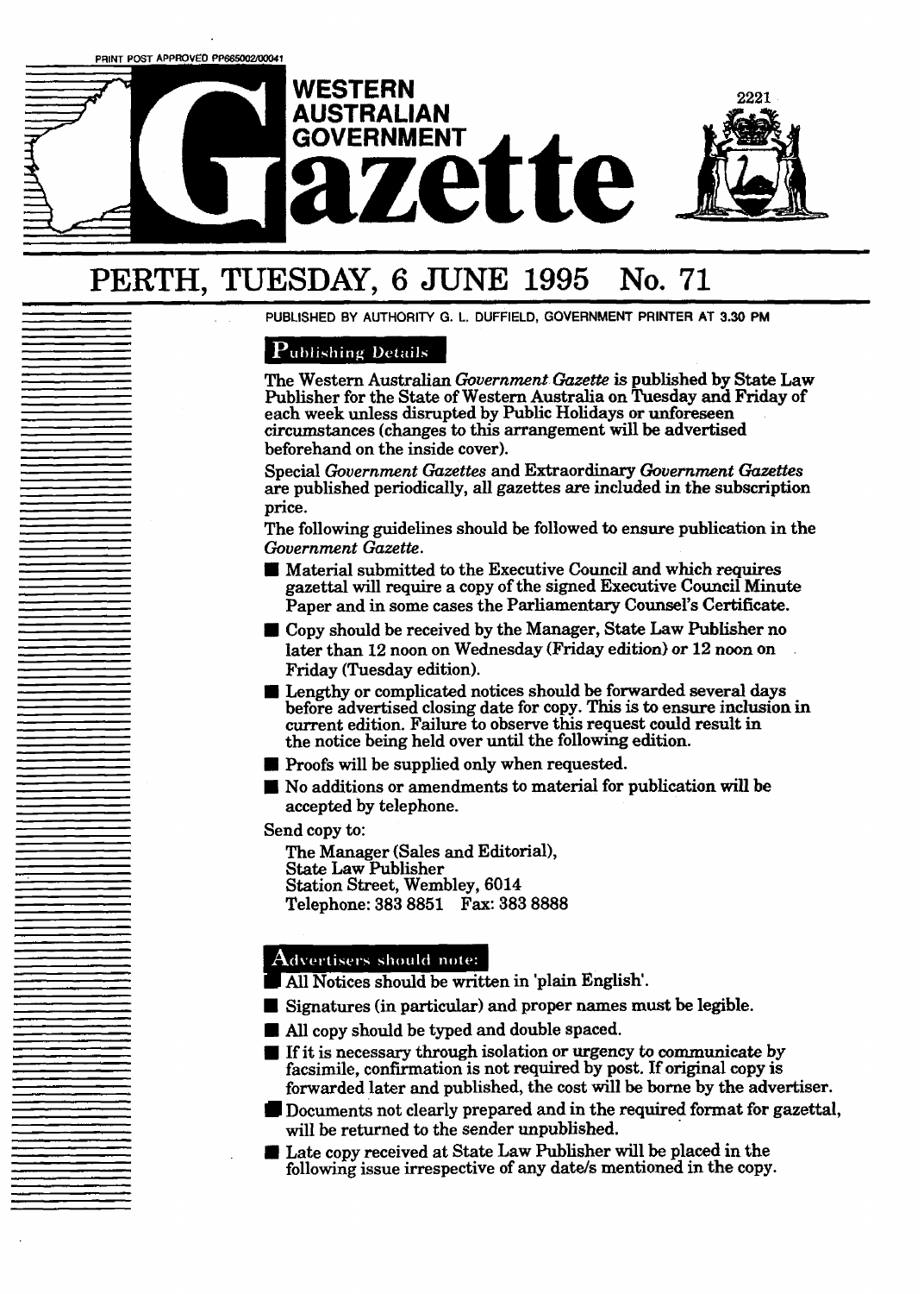PRINT POST APPROVED PP665002/00041

# WESTERN AUSTRALIAN GOVERNMENT Gazette

2221

## PERTH, TUESDAY, 6 JUNE 1995 No. 71

PUBLISHED BY AUTHORITY G. L. DUFFIELD, GOVERNMENT PRINTER AT 3.30 PM

### Publishing Details

The Western Australian *Government Gazette* is published by State Law Publisher for the State of Western Australia on Tuesday and Friday of each week unless disrupted by Public Holidays or unforeseen circumstances (changes to this arrangement will be advertised beforehand on the inside cover).

Special *Government Gazettes* and Extraordinary *Government Gazettes* are published periodically, all gazettes are included in the subscription price.

The following guidelines should be followed to ensure publication in the *Government Gazette*.

- Material submitted to the Executive Council and which requires gazettal will require a copy of the signed Executive Council Minute Paper and in some cases the Parliamentary Counsel's Certificate.
- Copy should be received by the Manager, State Law Publisher no later than 12 noon on Wednesday (Friday edition) or 12 noon on Friday (Tuesday edition).
- Lengthy or complicated notices should be forwarded several days before advertised closing date for copy. This is to ensure inclusion in current edition. Failure to observe this request could result in the notice being held over until the following edition.
- Proofs will be supplied only when requested.
- No additions or amendments to material for publication will be accepted by telephone.

Send copy to:

The Manager (Sales and Editorial),
State Law Publisher
Station Street, Wembley, 6014
Telephone: 383 8851 Fax: 383 8888

### Advertisers should note:

- All Notices should be written in 'plain English'.
- Signatures (in particular) and proper names must be legible.
- All copy should be typed and double spaced.
- If it is necessary through isolation or urgency to communicate by facsimile, confirmation is not required by post. If original copy is forwarded later and published, the cost will be borne by the advertiser.
- Documents not clearly prepared and in the required format for gazettal, will be returned to the sender unpublished.
- Late copy received at State Law Publisher will be placed in the following issue irrespective of any date/s mentioned in the copy.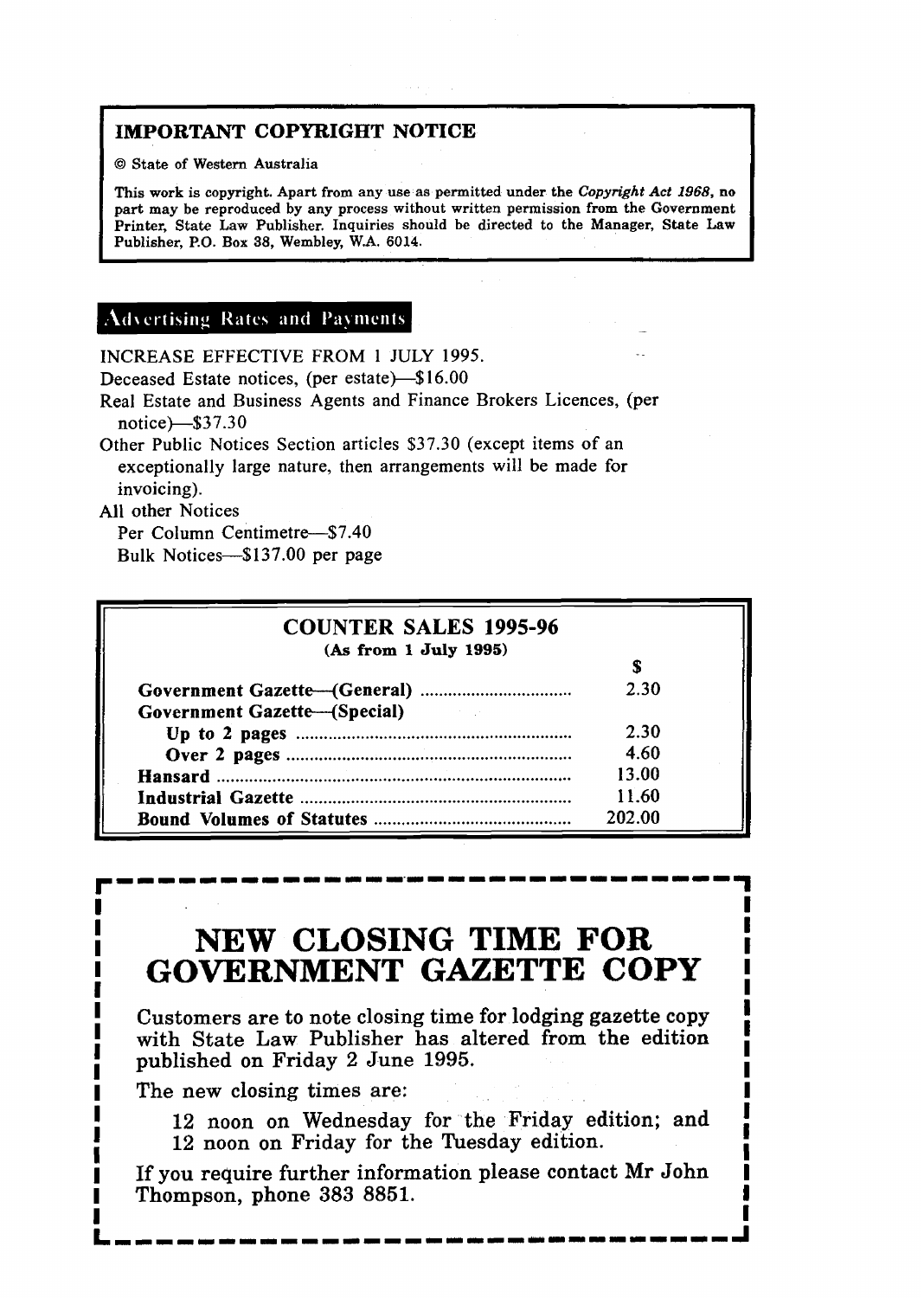## IMPORTANT COPYRIGHT NOTICE

© State of Western Australia

This work is copyright. Apart from any use as permitted under the *Copyright Act 1968*, no part may be reproduced by any process without written permission from the Government Printer, State Law Publisher. Inquiries should be directed to the Manager, State Law Publisher, P.O. Box 38, Wembley, W.A. 6014.

## Advertising Rates and Payments

INCREASE EFFECTIVE FROM 1 JULY 1995.

Deceased Estate notices, (per estate)—$16.00

Real Estate and Business Agents and Finance Brokers Licences, (per notice)—$37.30

Other Public Notices Section articles $37.30 (except items of an exceptionally large nature, then arrangements will be made for invoicing).

All other Notices

Per Column Centimetre—$7.40

Bulk Notices—$137.00 per page

## COUNTER SALES 1995-96

**(As from 1 July 1995)**

| | $ |
|---|---|
| **Government Gazette—(General)** | 2.30 |
| **Government Gazette—(Special)** | |
| **Up to 2 pages** | 2.30 |
| **Over 2 pages** | 4.60 |
| **Hansard** | 13.00 |
| **Industrial Gazette** | 11.60 |
| **Bound Volumes of Statutes** | 202.00 |

# NEW CLOSING TIME FOR GOVERNMENT GAZETTE COPY

Customers are to note closing time for lodging gazette copy with State Law Publisher has altered from the edition published on Friday 2 June 1995.

The new closing times are:

12 noon on Wednesday for the Friday edition; and
12 noon on Friday for the Tuesday edition.

If you require further information please contact Mr John Thompson, phone 383 8851.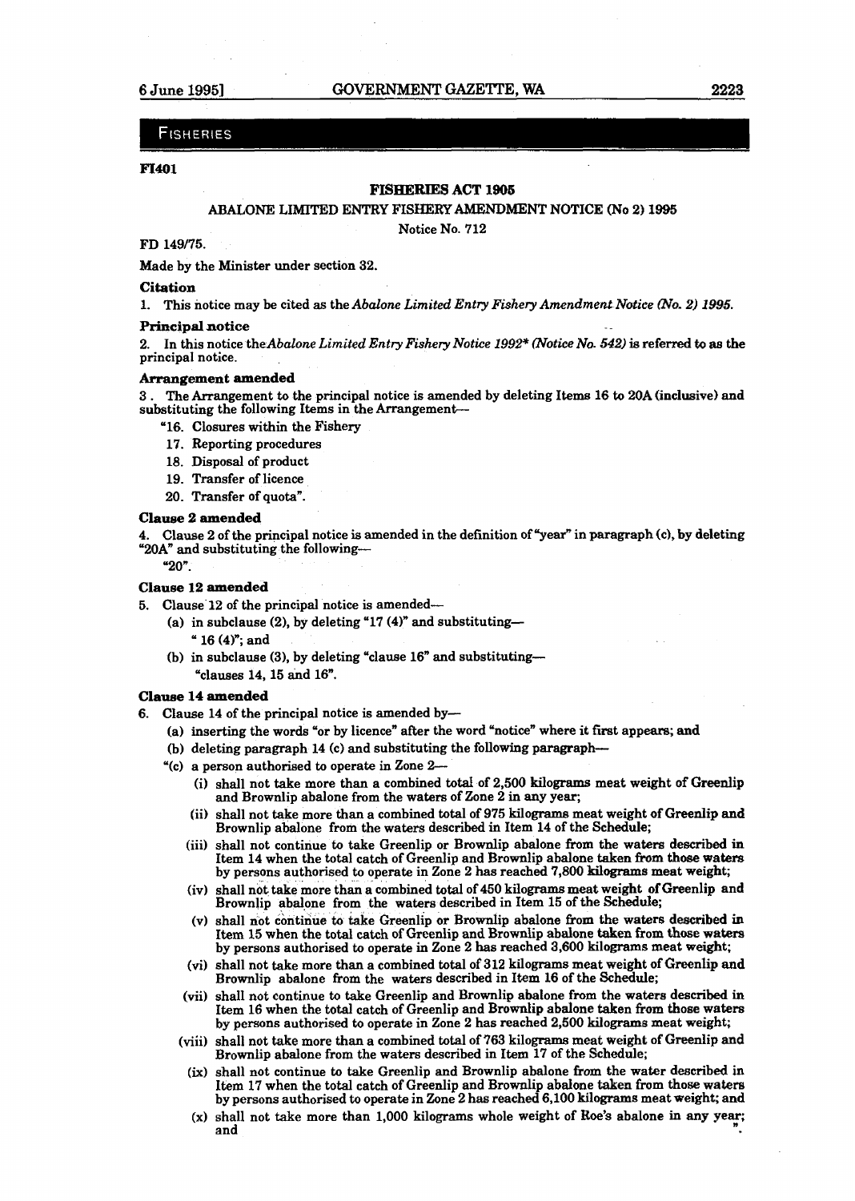## FISHERIES

**FI401**

**FISHERIES ACT 1905**

ABALONE LIMITED ENTRY FISHERY AMENDMENT NOTICE (No 2) 1995

Notice No. 712

FD 149/75.

Made by the Minister under section 32.

**Citation**

1. This notice may be cited as the *Abalone Limited Entry Fishery Amendment Notice (No. 2) 1995.*

**Principal notice**

2. In this notice the *Abalone Limited Entry Fishery Notice 1992\* (Notice No. 542)* is referred to as the principal notice.

**Arrangement amended**

3. The Arrangement to the principal notice is amended by deleting Items 16 to 20A (inclusive) and substituting the following Items in the Arrangement—

"16. Closures within the Fishery

17. Reporting procedures

18. Disposal of product

19. Transfer of licence

20. Transfer of quota".

**Clause 2 amended**

4. Clause 2 of the principal notice is amended in the definition of "year" in paragraph (c), by deleting "20A" and substituting the following—

"20".

**Clause 12 amended**

5. Clause 12 of the principal notice is amended—

(a) in subclause (2), by deleting "17 (4)" and substituting—

" 16 (4)"; and

(b) in subclause (3), by deleting "clause 16" and substituting—

"clauses 14, 15 and 16".

**Clause 14 amended**

6. Clause 14 of the principal notice is amended by—

(a) inserting the words "or by licence" after the word "notice" where it first appears; and

(b) deleting paragraph 14 (c) and substituting the following paragraph—

"(c) a person authorised to operate in Zone 2—

(i) shall not take more than a combined total of 2,500 kilograms meat weight of Greenlip and Brownlip abalone from the waters of Zone 2 in any year;

(ii) shall not take more than a combined total of 975 kilograms meat weight of Greenlip and Brownlip abalone from the waters described in Item 14 of the Schedule;

(iii) shall not continue to take Greenlip or Brownlip abalone from the waters described in Item 14 when the total catch of Greenlip and Brownlip abalone taken from those waters by persons authorised to operate in Zone 2 has reached 7,800 kilograms meat weight;

(iv) shall not take more than a combined total of 450 kilograms meat weight of Greenlip and Brownlip abalone from the waters described in Item 15 of the Schedule;

(v) shall not continue to take Greenlip or Brownlip abalone from the waters described in Item 15 when the total catch of Greenlip and Brownlip abalone taken from those waters by persons authorised to operate in Zone 2 has reached 3,600 kilograms meat weight;

(vi) shall not take more than a combined total of 312 kilograms meat weight of Greenlip and Brownlip abalone from the waters described in Item 16 of the Schedule;

(vii) shall not continue to take Greenlip and Brownlip abalone from the waters described in Item 16 when the total catch of Greenlip and Brownlip abalone taken from those waters by persons authorised to operate in Zone 2 has reached 2,500 kilograms meat weight;

(viii) shall not take more than a combined total of 763 kilograms meat weight of Greenlip and Brownlip abalone from the waters described in Item 17 of the Schedule;

(ix) shall not continue to take Greenlip and Brownlip abalone from the water described in Item 17 when the total catch of Greenlip and Brownlip abalone taken from those waters by persons authorised to operate in Zone 2 has reached 6,100 kilograms meat weight; and

(x) shall not take more than 1,000 kilograms whole weight of Roe's abalone in any year; and ".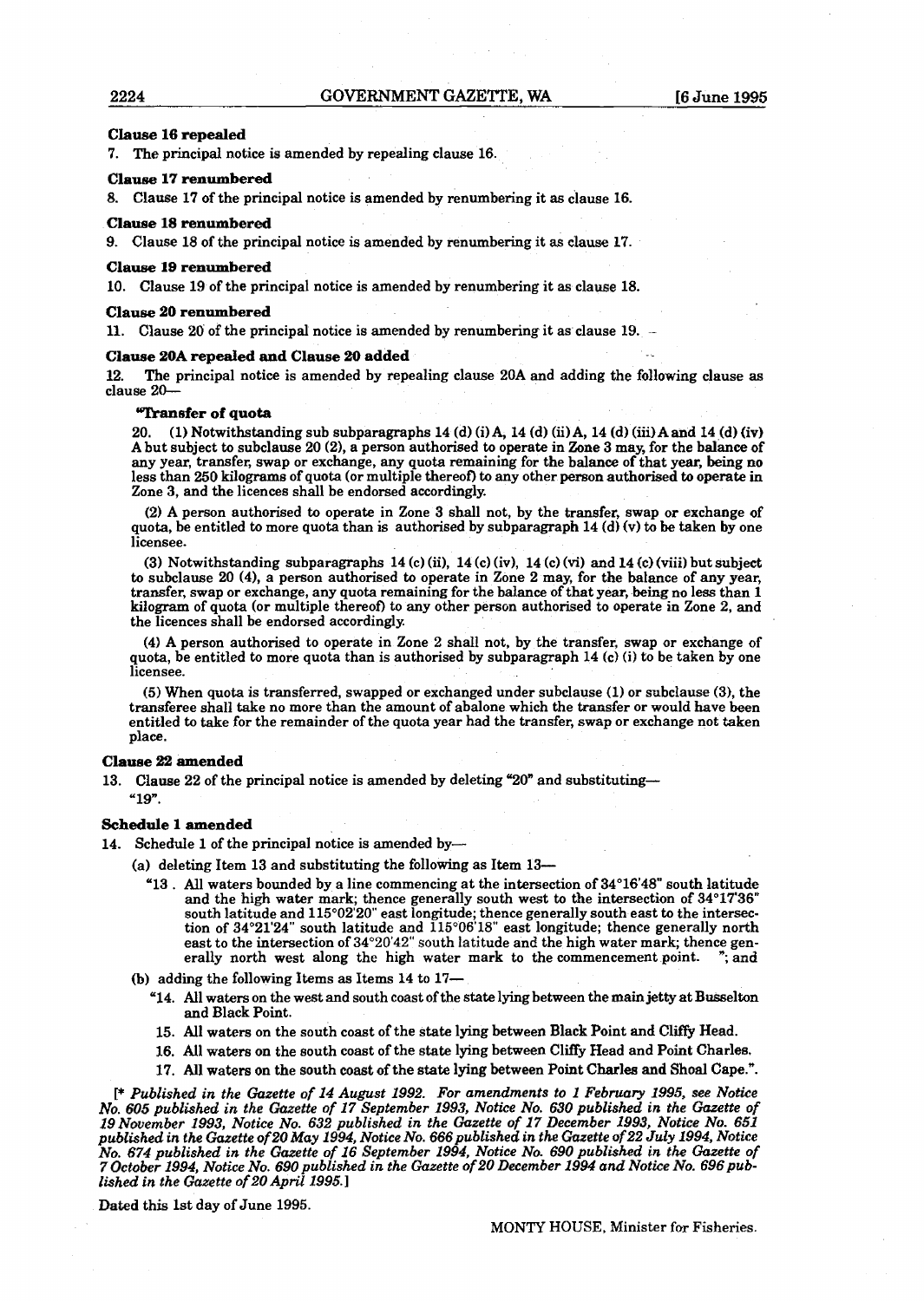**Clause 16 repealed**

7. The principal notice is amended by repealing clause 16.

**Clause 17 renumbered**

8. Clause 17 of the principal notice is amended by renumbering it as clause 16.

**Clause 18 renumbered**

9. Clause 18 of the principal notice is amended by renumbering it as clause 17.

**Clause 19 renumbered**

10. Clause 19 of the principal notice is amended by renumbering it as clause 18.

**Clause 20 renumbered**

11. Clause 20 of the principal notice is amended by renumbering it as clause 19.

**Clause 20A repealed and Clause 20 added**

12. The principal notice is amended by repealing clause 20A and adding the following clause as clause 20—

**"Transfer of quota**

20. (1) Notwithstanding sub subparagraphs 14 (d) (i) A, 14 (d) (ii) A, 14 (d) (iii) A and 14 (d) (iv) A but subject to subclause 20 (2), a person authorised to operate in Zone 3 may, for the balance of any year, transfer, swap or exchange, any quota remaining for the balance of that year, being no less than 250 kilograms of quota (or multiple thereof) to any other person authorised to operate in Zone 3, and the licences shall be endorsed accordingly.

(2) A person authorised to operate in Zone 3 shall not, by the transfer, swap or exchange of quota, be entitled to more quota than is authorised by subparagraph 14 (d) (v) to be taken by one licensee.

(3) Notwithstanding subparagraphs 14 (c) (ii), 14 (c) (iv), 14 (c) (vi) and 14 (c) (viii) but subject to subclause 20 (4), a person authorised to operate in Zone 2 may, for the balance of any year, transfer, swap or exchange, any quota remaining for the balance of that year, being no less than 1 kilogram of quota (or multiple thereof) to any other person authorised to operate in Zone 2, and the licences shall be endorsed accordingly.

(4) A person authorised to operate in Zone 2 shall not, by the transfer, swap or exchange of quota, be entitled to more quota than is authorised by subparagraph 14 (c) (i) to be taken by one licensee.

(5) When quota is transferred, swapped or exchanged under subclause (1) or subclause (3), the transferee shall take no more than the amount of abalone which the transfer or would have been entitled to take for the remainder of the quota year had the transfer, swap or exchange not taken place.

**Clause 22 amended**

13. Clause 22 of the principal notice is amended by deleting "20" and substituting—
"19".

**Schedule 1 amended**

14. Schedule 1 of the principal notice is amended by—

(a) deleting Item 13 and substituting the following as Item 13—

"13 . All waters bounded by a line commencing at the intersection of 34°16'48" south latitude and the high water mark; thence generally south west to the intersection of 34°17'36" south latitude and 115°02'20" east longitude; thence generally south east to the intersection of 34°21'24" south latitude and 115°06'18" east longitude; thence generally north east to the intersection of 34°20'42" south latitude and the high water mark; thence generally north west along the high water mark to the commencement point. "; and

(b) adding the following Items as Items 14 to 17—

"14. All waters on the west and south coast of the state lying between the main jetty at Busselton and Black Point.

15. All waters on the south coast of the state lying between Black Point and Cliffy Head.

16. All waters on the south coast of the state lying between Cliffy Head and Point Charles.

17. All waters on the south coast of the state lying between Point Charles and Shoal Cape.".

[* *Published in the Gazette of 14 August 1992. For amendments to 1 February 1995, see Notice No. 605 published in the Gazette of 17 September 1993, Notice No. 630 published in the Gazette of 19 November 1993, Notice No. 632 published in the Gazette of 17 December 1993, Notice No. 651 published in the Gazette of 20 May 1994, Notice No. 666 published in the Gazette of 22 July 1994, Notice No. 674 published in the Gazette of 16 September 1994, Notice No. 690 published in the Gazette of 7 October 1994, Notice No. 690 published in the Gazette of 20 December 1994 and Notice No. 696 published in the Gazette of 20 April 1995.*]

Dated this 1st day of June 1995.

MONTY HOUSE, Minister for Fisheries.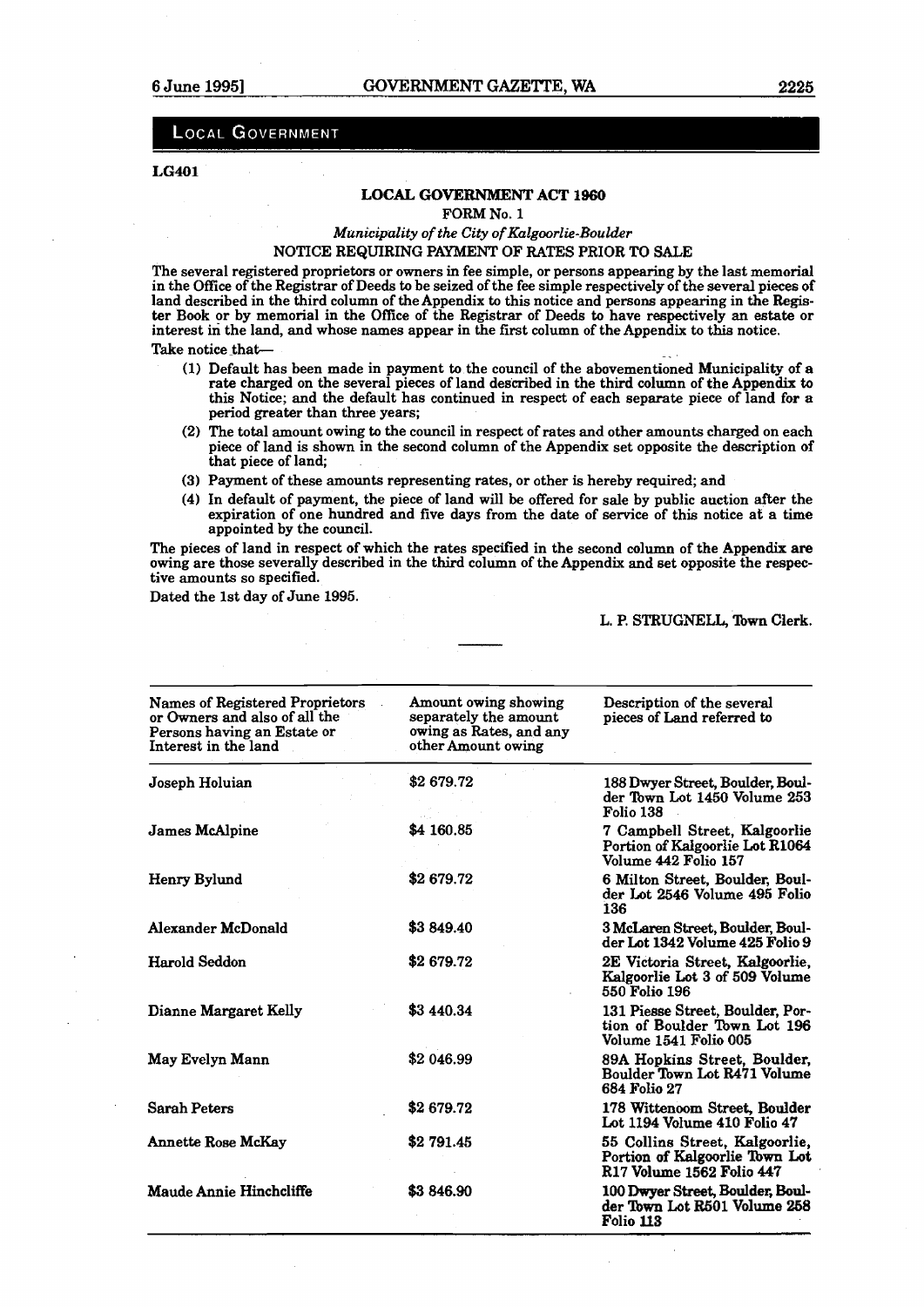## LOCAL GOVERNMENT

**LG401**

### LOCAL GOVERNMENT ACT 1960

FORM No. 1

*Municipality of the City of Kalgoorlie-Boulder*

NOTICE REQUIRING PAYMENT OF RATES PRIOR TO SALE

The several registered proprietors or owners in fee simple, or persons appearing by the last memorial in the Office of the Registrar of Deeds to be seized of the fee simple respectively of the several pieces of land described in the third column of the Appendix to this notice and persons appearing in the Register Book or by memorial in the Office of the Registrar of Deeds to have respectively an estate or interest in the land, and whose names appear in the first column of the Appendix to this notice.

Take notice that—

(1) Default has been made in payment to the council of the abovementioned Municipality of a rate charged on the several pieces of land described in the third column of the Appendix to this Notice; and the default has continued in respect of each separate piece of land for a period greater than three years;

(2) The total amount owing to the council in respect of rates and other amounts charged on each piece of land is shown in the second column of the Appendix set opposite the description of that piece of land;

(3) Payment of these amounts representing rates, or other is hereby required; and

(4) In default of payment, the piece of land will be offered for sale by public auction after the expiration of one hundred and five days from the date of service of this notice at a time appointed by the council.

The pieces of land in respect of which the rates specified in the second column of the Appendix are owing are those severally described in the third column of the Appendix and set opposite the respective amounts so specified.

Dated the 1st day of June 1995.

L. P. STRUGNELL, Town Clerk.

---

| Names of Registered Proprietors or Owners and also of all the Persons having an Estate or Interest in the land | Amount owing showing separately the amount owing as Rates, and any other Amount owing | Description of the several pieces of Land referred to |
|---|---|---|
| Joseph Holuian | $2 679.72 | 188 Dwyer Street, Boulder, Boulder Town Lot 1450 Volume 253 Folio 138 |
| James McAlpine | $4 160.85 | 7 Campbell Street, Kalgoorlie Portion of Kalgoorlie Lot R1064 Volume 442 Folio 157 |
| Henry Bylund | $2 679.72 | 6 Milton Street, Boulder, Boulder Lot 2546 Volume 495 Folio 136 |
| Alexander McDonald | $3 849.40 | 3 McLaren Street, Boulder, Boulder Lot 1342 Volume 425 Folio 9 |
| Harold Seddon | $2 679.72 | 2E Victoria Street, Kalgoorlie, Kalgoorlie Lot 3 of 509 Volume 550 Folio 196 |
| Dianne Margaret Kelly | $3 440.34 | 131 Piesse Street, Boulder, Portion of Boulder Town Lot 196 Volume 1541 Folio 005 |
| May Evelyn Mann | $2 046.99 | 89A Hopkins Street, Boulder, Boulder Town Lot R471 Volume 684 Folio 27 |
| Sarah Peters | $2 679.72 | 178 Wittenoom Street, Boulder Lot 1194 Volume 410 Folio 47 |
| Annette Rose McKay | $2 791.45 | 55 Collins Street, Kalgoorlie, Portion of Kalgoorlie Town Lot R17 Volume 1562 Folio 447 |
| Maude Annie Hinchcliffe | $3 846.90 | 100 Dwyer Street, Boulder, Boulder Town Lot R501 Volume 258 Folio 113 |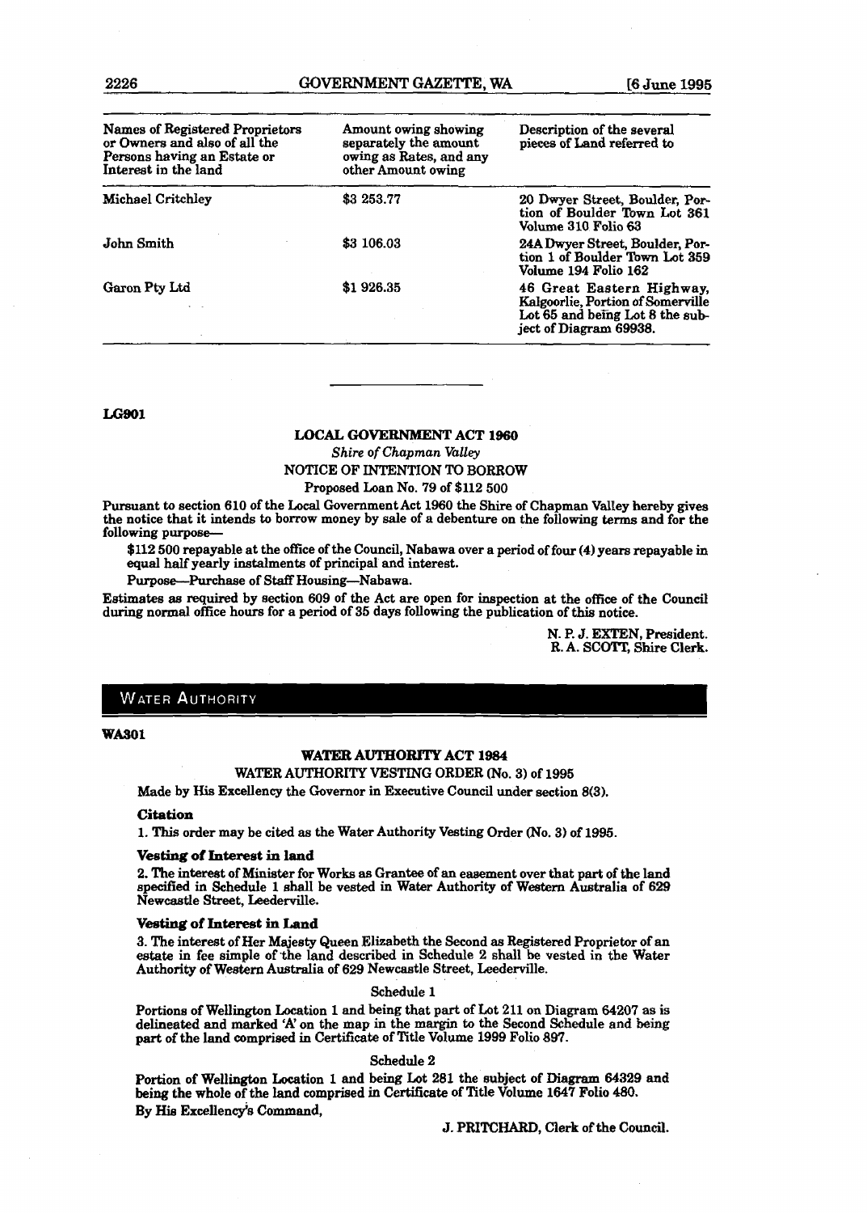| Names of Registered Proprietors or Owners and also of all the Persons having an Estate or Interest in the land | Amount owing showing separately the amount owing as Rates, and any other Amount owing | Description of the several pieces of Land referred to |
|---|---|---|
| Michael Critchley | $3 253.77 | 20 Dwyer Street, Boulder, Portion of Boulder Town Lot 361 Volume 310 Folio 63 |
| John Smith | $3 106.03 | 24A Dwyer Street, Boulder, Portion 1 of Boulder Town Lot 359 Volume 194 Folio 162 |
| Garon Pty Ltd | $1 926.35 | 46 Great Eastern Highway, Kalgoorlie, Portion of Somerville Lot 65 and being Lot 8 the subject of Diagram 69938. |

---

**LG901**

**LOCAL GOVERNMENT ACT 1960**

*Shire of Chapman Valley*

NOTICE OF INTENTION TO BORROW

Proposed Loan No. 79 of $112 500

Pursuant to section 610 of the Local Government Act 1960 the Shire of Chapman Valley hereby gives the notice that it intends to borrow money by sale of a debenture on the following terms and for the following purpose—

$112 500 repayable at the office of the Council, Nabawa over a period of four (4) years repayable in equal half yearly instalments of principal and interest.

Purpose—Purchase of Staff Housing—Nabawa.

Estimates as required by section 609 of the Act are open for inspection at the office of the Council during normal office hours for a period of 35 days following the publication of this notice.

N. P. J. EXTEN, President.
R. A. SCOTT, Shire Clerk.

## WATER AUTHORITY

**WA301**

**WATER AUTHORITY ACT 1984**

WATER AUTHORITY VESTING ORDER (No. 3) of 1995

Made by His Excellency the Governor in Executive Council under section 8(3).

**Citation**

1. This order may be cited as the Water Authority Vesting Order (No. 3) of 1995.

**Vesting of Interest in land**

2. The interest of Minister for Works as Grantee of an easement over that part of the land specified in Schedule 1 shall be vested in Water Authority of Western Australia of 629 Newcastle Street, Leederville.

**Vesting of Interest in Land**

3. The interest of Her Majesty Queen Elizabeth the Second as Registered Proprietor of an estate in fee simple of the land described in Schedule 2 shall be vested in the Water Authority of Western Australia of 629 Newcastle Street, Leederville.

Schedule 1

Portions of Wellington Location 1 and being that part of Lot 211 on Diagram 64207 as is delineated and marked 'A' on the map in the margin to the Second Schedule and being part of the land comprised in Certificate of Title Volume 1999 Folio 897.

Schedule 2

Portion of Wellington Location 1 and being Lot 281 the subject of Diagram 64329 and being the whole of the land comprised in Certificate of Title Volume 1647 Folio 480.

By His Excellency's Command,

J. PRITCHARD, Clerk of the Council.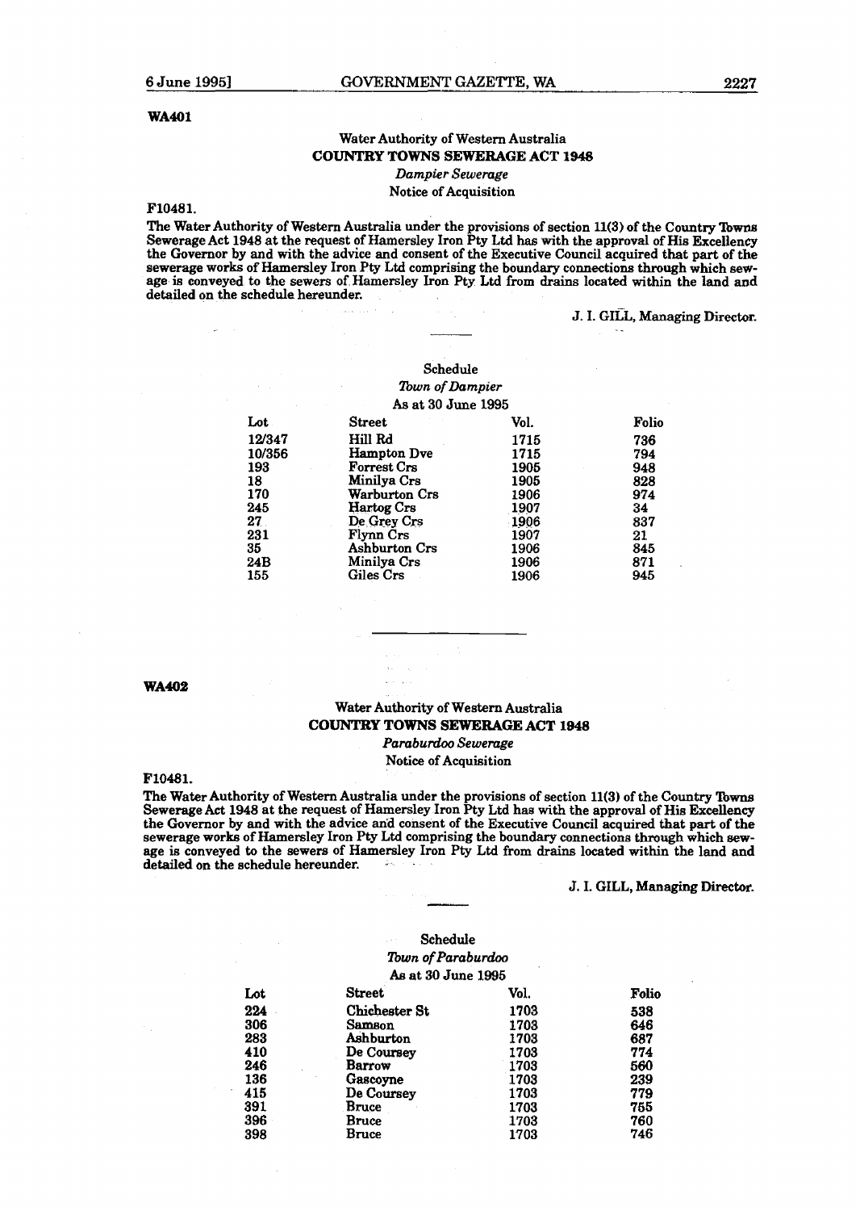**WA401**

Water Authority of Western Australia

**COUNTRY TOWNS SEWERAGE ACT 1948**

*Dampier Sewerage*

Notice of Acquisition

F10481.

The Water Authority of Western Australia under the provisions of section 11(3) of the Country Towns Sewerage Act 1948 at the request of Hamersley Iron Pty Ltd has with the approval of His Excellency the Governor by and with the advice and consent of the Executive Council acquired that part of the sewerage works of Hamersley Iron Pty Ltd comprising the boundary connections through which sewage is conveyed to the sewers of Hamersley Iron Pty Ltd from drains located within the land and detailed on the schedule hereunder.

J. I. GILL, Managing Director.

Schedule

*Town of Dampier*

As at 30 June 1995

| Lot | Street | Vol. | Folio |
|---|---|---|---|
| 12/347 | Hill Rd | 1715 | 736 |
| 10/356 | Hampton Dve | 1715 | 794 |
| 193 | Forrest Crs | 1905 | 948 |
| 18 | Minilya Crs | 1905 | 828 |
| 170 | Warburton Crs | 1906 | 974 |
| 245 | Hartog Crs | 1907 | 34 |
| 27 | De Grey Crs | 1906 | 837 |
| 231 | Flynn Crs | 1907 | 21 |
| 35 | Ashburton Crs | 1906 | 845 |
| 24B | Minilya Crs | 1906 | 871 |
| 155 | Giles Crs | 1906 | 945 |

**WA402**

Water Authority of Western Australia

**COUNTRY TOWNS SEWERAGE ACT 1948**

*Paraburdoo Sewerage*

Notice of Acquisition

F10481.

The Water Authority of Western Australia under the provisions of section 11(3) of the Country Towns Sewerage Act 1948 at the request of Hamersley Iron Pty Ltd has with the approval of His Excellency the Governor by and with the advice and consent of the Executive Council acquired that part of the sewerage works of Hamersley Iron Pty Ltd comprising the boundary connections through which sewage is conveyed to the sewers of Hamersley Iron Pty Ltd from drains located within the land and detailed on the schedule hereunder.

J. I. GILL, Managing Director.

Schedule

*Town of Paraburdoo*

As at 30 June 1995

| Lot | Street | Vol. | Folio |
|---|---|---|---|
| 224 | Chichester St | 1703 | 538 |
| 306 | Samson | 1703 | 646 |
| 283 | Ashburton | 1703 | 687 |
| 410 | De Coursey | 1703 | 774 |
| 246 | Barrow | 1703 | 560 |
| 136 | Gascoyne | 1703 | 239 |
| 415 | De Coursey | 1703 | 779 |
| 391 | Bruce | 1703 | 755 |
| 396 | Bruce | 1703 | 760 |
| 398 | Bruce | 1703 | 746 |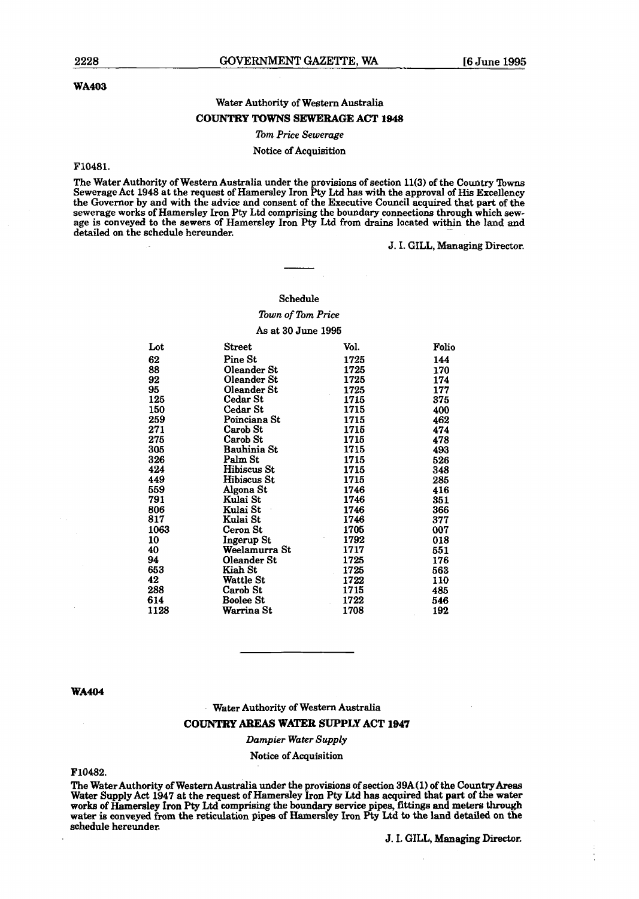**WA403**

Water Authority of Western Australia

**COUNTRY TOWNS SEWERAGE ACT 1948**

*Tom Price Sewerage*

Notice of Acquisition

F10481.

The Water Authority of Western Australia under the provisions of section 11(3) of the Country Towns Sewerage Act 1948 at the request of Hamersley Iron Pty Ltd has with the approval of His Excellency the Governor by and with the advice and consent of the Executive Council acquired that part of the sewerage works of Hamersley Iron Pty Ltd comprising the boundary connections through which sewage is conveyed to the sewers of Hamersley Iron Pty Ltd from drains located within the land and detailed on the schedule hereunder.

J. I. GILL, Managing Director.

---

Schedule

*Town of Tom Price*

As at 30 June 1995

| Lot | Street | Vol. | Folio |
|---|---|---|---|
| 62 | Pine St | 1725 | 144 |
| 88 | Oleander St | 1725 | 170 |
| 92 | Oleander St | 1725 | 174 |
| 95 | Oleander St | 1725 | 177 |
| 125 | Cedar St | 1715 | 375 |
| 150 | Cedar St | 1715 | 400 |
| 259 | Poinciana St | 1715 | 462 |
| 271 | Carob St | 1715 | 474 |
| 275 | Carob St | 1715 | 478 |
| 305 | Bauhinia St | 1715 | 493 |
| 326 | Palm St | 1715 | 526 |
| 424 | Hibiscus St | 1715 | 348 |
| 449 | Hibiscus St | 1715 | 285 |
| 559 | Algona St | 1746 | 416 |
| 791 | Kulai St | 1746 | 351 |
| 806 | Kulai St | 1746 | 366 |
| 817 | Kulai St | 1746 | 377 |
| 1063 | Ceron St | 1705 | 007 |
| 10 | Ingerup St | 1792 | 018 |
| 40 | Weelamurra St | 1717 | 551 |
| 94 | Oleander St | 1725 | 176 |
| 653 | Kiah St | 1725 | 563 |
| 42 | Wattle St | 1722 | 110 |
| 288 | Carob St | 1715 | 485 |
| 614 | Boolee St | 1722 | 546 |
| 1128 | Warrina St | 1708 | 192 |

---

**WA404**

Water Authority of Western Australia

**COUNTRY AREAS WATER SUPPLY ACT 1947**

*Dampier Water Supply*

Notice of Acquisition

F10482.

The Water Authority of Western Australia under the provisions of section 39A (1) of the Country Areas Water Supply Act 1947 at the request of Hamersley Iron Pty Ltd has acquired that part of the water works of Hamersley Iron Pty Ltd comprising the boundary service pipes, fittings and meters through water is conveyed from the reticulation pipes of Hamersley Iron Pty Ltd to the land detailed on the schedule hereunder.

J. I. GILL, Managing Director.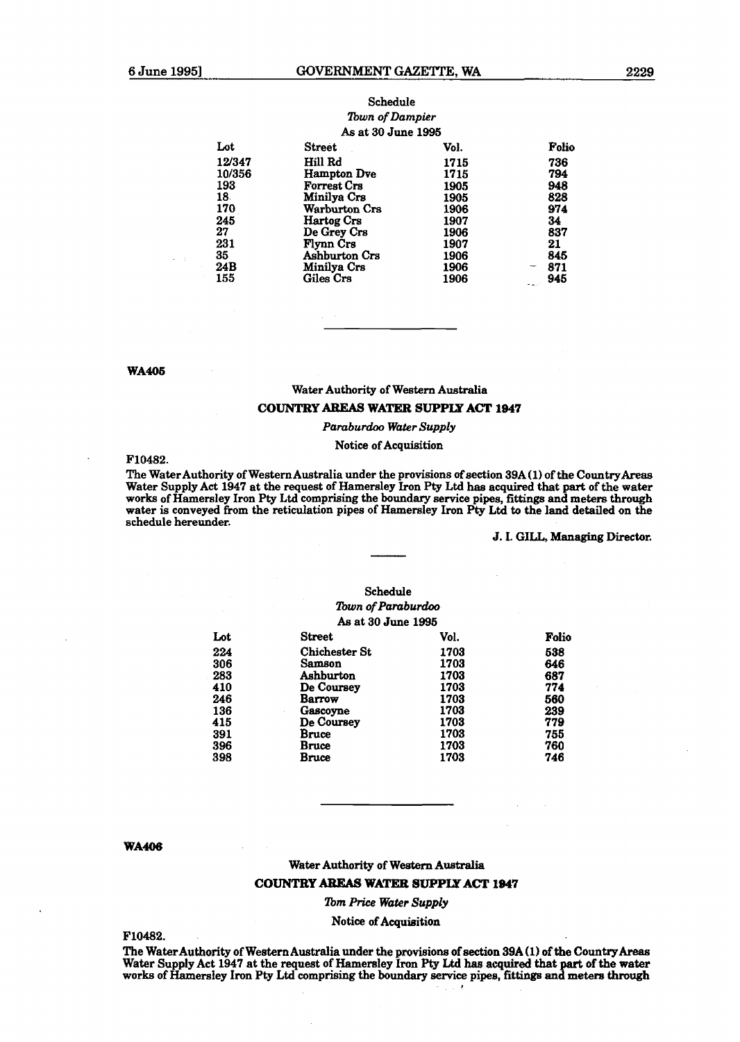Schedule

*Town of Dampier*

As at 30 June 1995

| Lot | Street | Vol. | Folio |
|---|---|---|---|
| 12/347 | Hill Rd | 1715 | 736 |
| 10/356 | Hampton Dve | 1715 | 794 |
| 193 | Forrest Crs | 1905 | 948 |
| 18 | Minilya Crs | 1905 | 828 |
| 170 | Warburton Crs | 1906 | 974 |
| 245 | Hartog Crs | 1907 | 34 |
| 27 | De Grey Crs | 1906 | 837 |
| 231 | Flynn Crs | 1907 | 21 |
| 35 | Ashburton Crs | 1906 | 845 |
| 24B | Minilya Crs | 1906 | 871 |
| 155 | Giles Crs | 1906 | 945 |

---

**WA405**

Water Authority of Western Australia

**COUNTRY AREAS WATER SUPPLY ACT 1947**

*Paraburdoo Water Supply*

Notice of Acquisition

F10482.

The Water Authority of Western Australia under the provisions of section 39A (1) of the Country Areas Water Supply Act 1947 at the request of Hamersley Iron Pty Ltd has acquired that part of the water works of Hamersley Iron Pty Ltd comprising the boundary service pipes, fittings and meters through water is conveyed from the reticulation pipes of Hamersley Iron Pty Ltd to the land detailed on the schedule hereunder.

J. I. GILL, Managing Director.

---

Schedule

*Town of Paraburdoo*

As at 30 June 1995

| Lot | Street | Vol. | Folio |
|---|---|---|---|
| 224 | Chichester St | 1703 | 538 |
| 306 | Samson | 1703 | 646 |
| 283 | Ashburton | 1703 | 687 |
| 410 | De Coursey | 1703 | 774 |
| 246 | Barrow | 1703 | 560 |
| 136 | Gascoyne | 1703 | 239 |
| 415 | De Coursey | 1703 | 779 |
| 391 | Bruce | 1703 | 755 |
| 396 | Bruce | 1703 | 760 |
| 398 | Bruce | 1703 | 746 |

---

**WA406**

Water Authority of Western Australia

**COUNTRY AREAS WATER SUPPLY ACT 1947**

*Tom Price Water Supply*

Notice of Acquisition

F10482.

The Water Authority of Western Australia under the provisions of section 39A (1) of the Country Areas Water Supply Act 1947 at the request of Hamersley Iron Pty Ltd has acquired that part of the water works of Hamersley Iron Pty Ltd comprising the boundary service pipes, fittings and meters through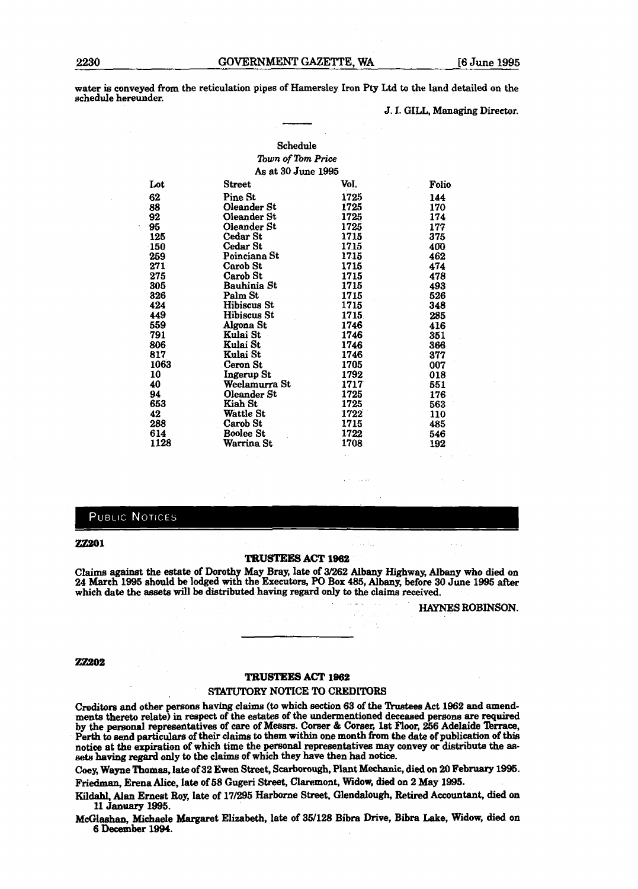water is conveyed from the reticulation pipes of Hamersley Iron Pty Ltd to the land detailed on the schedule hereunder.

J. I. GILL, Managing Director.

---

Schedule

*Town of Tom Price*

As at 30 June 1995

| Lot | Street | Vol. | Folio |
|---|---|---|---|
| 62 | Pine St | 1725 | 144 |
| 88 | Oleander St | 1725 | 170 |
| 92 | Oleander St | 1725 | 174 |
| 95 | Oleander St | 1725 | 177 |
| 125 | Cedar St | 1715 | 375 |
| 150 | Cedar St | 1715 | 400 |
| 259 | Poinciana St | 1715 | 462 |
| 271 | Carob St | 1715 | 474 |
| 275 | Carob St | 1715 | 478 |
| 305 | Bauhinia St | 1715 | 493 |
| 326 | Palm St | 1715 | 526 |
| 424 | Hibiscus St | 1715 | 348 |
| 449 | Hibiscus St | 1715 | 285 |
| 559 | Algona St | 1746 | 416 |
| 791 | Kulai St | 1746 | 351 |
| 806 | Kulai St | 1746 | 366 |
| 817 | Kulai St | 1746 | 377 |
| 1063 | Ceron St | 1705 | 007 |
| 10 | Ingerup St | 1792 | 018 |
| 40 | Weelamurra St | 1717 | 551 |
| 94 | Oleander St | 1725 | 176 |
| 653 | Kiah St | 1725 | 563 |
| 42 | Wattle St | 1722 | 110 |
| 288 | Carob St | 1715 | 485 |
| 614 | Boolee St | 1722 | 546 |
| 1128 | Warrina St | 1708 | 192 |

## PUBLIC NOTICES

**ZZ201**

### TRUSTEES ACT 1962

Claims against the estate of Dorothy May Bray, late of 3/262 Albany Highway, Albany who died on 24 March 1995 should be lodged with the Executors, PO Box 485, Albany, before 30 June 1995 after which date the assets will be distributed having regard only to the claims received.

HAYNES ROBINSON.

---

**ZZ202**

### TRUSTEES ACT 1962

STATUTORY NOTICE TO CREDITORS

Creditors and other persons having claims (to which section 63 of the Trustees Act 1962 and amendments thereto relate) in respect of the estates of the undermentioned deceased persons are required by the personal representatives of care of Messrs. Corser & Corser, 1st Floor, 256 Adelaide Terrace, Perth to send particulars of their claims to them within one month from the date of publication of this notice at the expiration of which time the personal representatives may convey or distribute the assets having regard only to the claims of which they have then had notice.

Coey, Wayne Thomas, late of 32 Ewen Street, Scarborough, Plant Mechanic, died on 20 February 1995.

Friedman, Erena Alice, late of 58 Gugeri Street, Claremont, Widow, died on 2 May 1995.

Kildahl, Alan Ernest Roy, late of 17/295 Harborne Street, Glendalough, Retired Accountant, died on 11 January 1995.

McGlashan, Michaele Margaret Elizabeth, late of 35/128 Bibra Drive, Bibra Lake, Widow, died on 6 December 1994.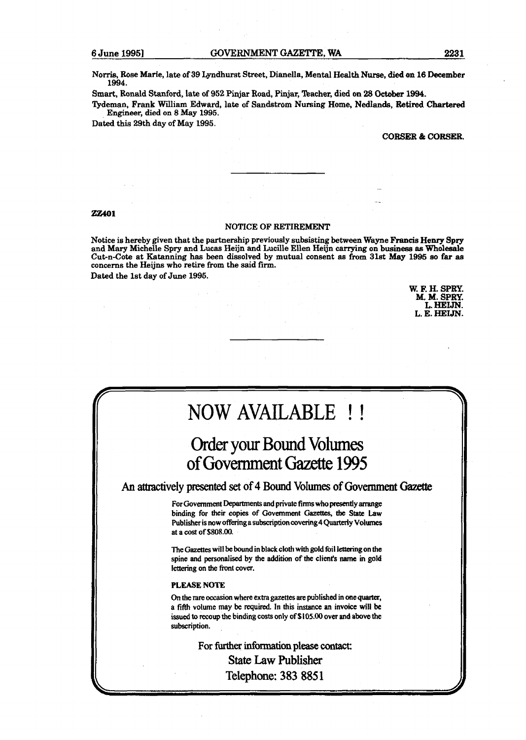Norris, Rose Marie, late of 39 Lyndhurst Street, Dianella, Mental Health Nurse, died on 16 December 1994.

Smart, Ronald Stanford, late of 952 Pinjar Road, Pinjar, Teacher, died on 28 October 1994.

Tydeman, Frank William Edward, late of Sandstrom Nursing Home, Nedlands, Retired Chartered Engineer, died on 8 May 1995.

Dated this 29th day of May 1995.

CORSER & CORSER.

---

**ZZ401**

NOTICE OF RETIREMENT

Notice is hereby given that the partnership previously subsisting between Wayne Francis Henry Spry and Mary Michelle Spry and Lucas Heijn and Lucille Ellen Heijn carrying on business as Wholesale Cut-n-Cote at Katanning has been dissolved by mutual consent as from 31st May 1995 so far as concerns the Heijns who retire from the said firm.

Dated the 1st day of June 1995.

W. F. H. SPRY.
M. M. SPRY.
L. HEIJN.
L. E. HEIJN.

---

# NOW AVAILABLE !!

## Order your Bound Volumes of Government Gazette 1995

### An attractively presented set of 4 Bound Volumes of Government Gazette

For Government Departments and private firms who presently arrange binding for their copies of Government Gazettes, the State Law Publisher is now offering a subscription covering 4 Quarterly Volumes at a cost of $808.00.

The Gazettes will be bound in black cloth with gold foil lettering on the spine and personalised by the addition of the client's name in gold lettering on the front cover.

**PLEASE NOTE**

On the rare occasion where extra gazettes are published in one quarter, a fifth volume may be required. In this instance an invoice will be issued to recoup the binding costs only of $105.00 over and above the subscription.

For further information please contact:

State Law Publisher

Telephone: 383 8851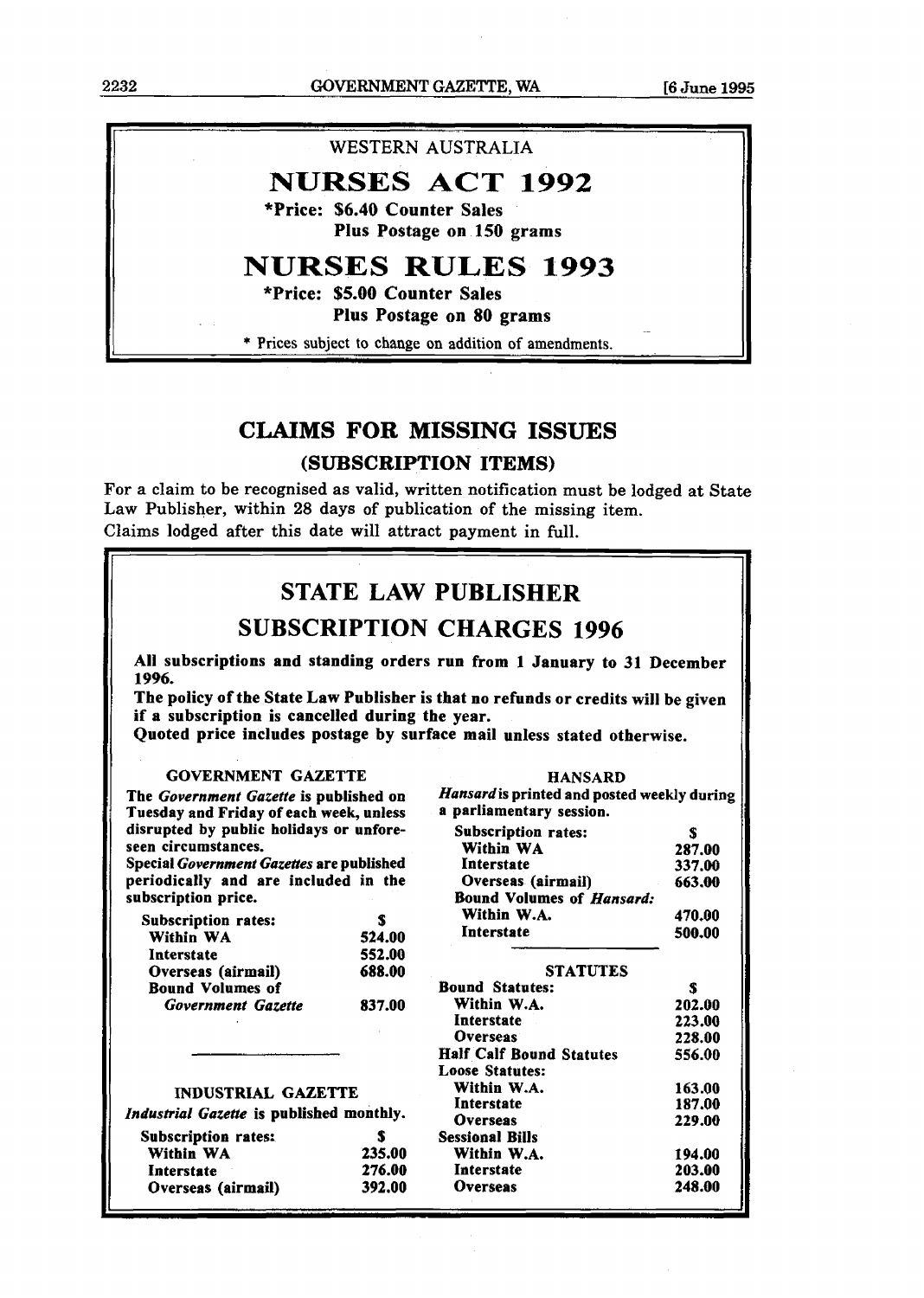## WESTERN AUSTRALIA

# NURSES ACT 1992

**\*Price: $6.40 Counter Sales**
**Plus Postage on 150 grams**

# NURSES RULES 1993

**\*Price: $5.00 Counter Sales**
**Plus Postage on 80 grams**

\* Prices subject to change on addition of amendments.

## CLAIMS FOR MISSING ISSUES

### (SUBSCRIPTION ITEMS)

For a claim to be recognised as valid, written notification must be lodged at State Law Publisher, within 28 days of publication of the missing item.
Claims lodged after this date will attract payment in full.

## STATE LAW PUBLISHER

## SUBSCRIPTION CHARGES 1996

**All subscriptions and standing orders run from 1 January to 31 December 1996.**

**The policy of the State Law Publisher is that no refunds or credits will be given if a subscription is cancelled during the year.**

**Quoted price includes postage by surface mail unless stated otherwise.**

### GOVERNMENT GAZETTE

**The *Government Gazette* is published on Tuesday and Friday of each week, unless disrupted by public holidays or unforeseen circumstances.**

**Special *Government Gazettes* are published periodically and are included in the subscription price.**

| Subscription rates: | $ |
|---|---|
| Within WA | 524.00 |
| Interstate | 552.00 |
| Overseas (airmail) | 688.00 |
| Bound Volumes of *Government Gazette* | 837.00 |

### INDUSTRIAL GAZETTE

***Industrial Gazette* is published monthly.**

| Subscription rates: | $ |
|---|---|
| Within WA | 235.00 |
| Interstate | 276.00 |
| Overseas (airmail) | 392.00 |

### HANSARD

***Hansard* is printed and posted weekly during a parliamentary session.**

| Subscription rates: | $ |
|---|---|
| Within WA | 287.00 |
| Interstate | 337.00 |
| Overseas (airmail) | 663.00 |
| Bound Volumes of *Hansard*: | |
| Within W.A. | 470.00 |
| Interstate | 500.00 |

### STATUTES

| Bound Statutes: | $ |
|---|---|
| Within W.A. | 202.00 |
| Interstate | 223.00 |
| Overseas | 228.00 |
| Half Calf Bound Statutes | 556.00 |
| Loose Statutes: | |
| Within W.A. | 163.00 |
| Interstate | 187.00 |
| Overseas | 229.00 |
| Sessional Bills | |
| Within W.A. | 194.00 |
| Interstate | 203.00 |
| Overseas | 248.00 |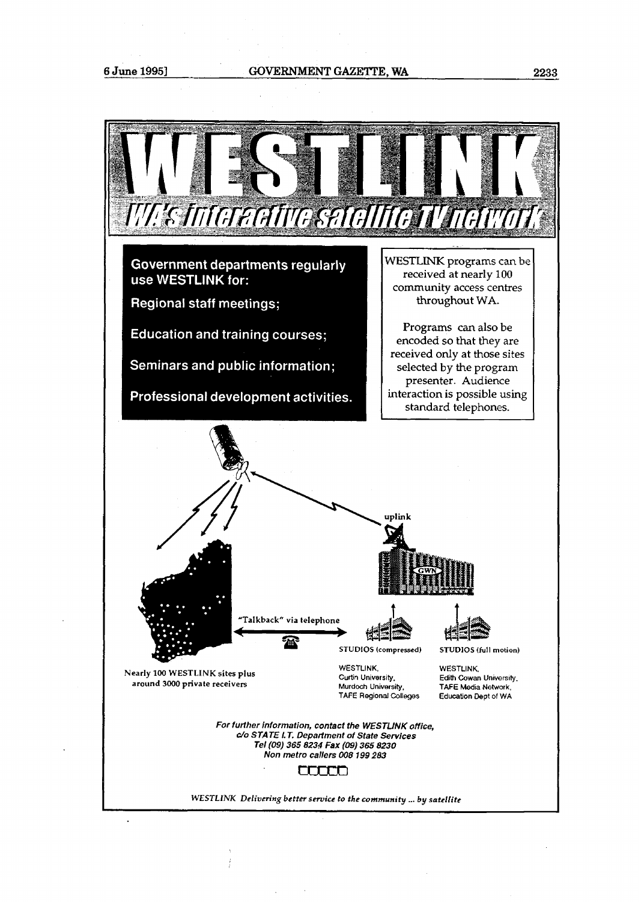# WESTLINK

## WA's interactive satellite TV network

**Government departments regularly use WESTLINK for:**

**Regional staff meetings;**

**Education and training courses;**

**Seminars and public information;**

**Professional development activities.**

WESTLINK programs can be received at nearly 100 community access centres throughout WA.

Programs can also be encoded so that they are received only at those sites selected by the program presenter. Audience interaction is possible using standard telephones.

uplink

GWN

"Talkback" via telephone

Nearly 100 WESTLINK sites plus around 3000 private receivers

STUDIOS (compressed)

WESTLINK,
Curtin University,
Murdoch University,
TAFE Regional Colleges

STUDIOS (full motion)

WESTLINK,
Edith Cowan University,
TAFE Media Network,
Education Dept of WA

*For further information, contact the WESTLINK office,*
*c/o STATE I.T. Department of State Services*
*Tel (09) 365 8234 Fax (09) 365 8230*
*Non metro callers 008 199 283*

*WESTLINK Delivering better service to the community ... by satellite*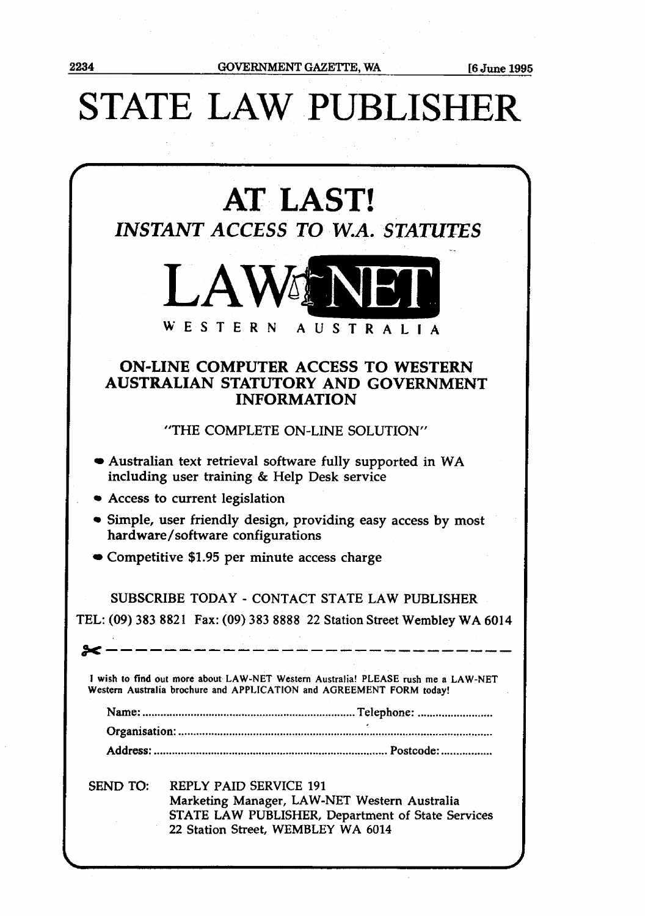# STATE LAW PUBLISHER

## AT LAST!

### *INSTANT ACCESS TO W.A. STATUTES*

# LAW-NET

WESTERN AUSTRALIA

### ON-LINE COMPUTER ACCESS TO WESTERN AUSTRALIAN STATUTORY AND GOVERNMENT INFORMATION

"THE COMPLETE ON-LINE SOLUTION"

- Australian text retrieval software fully supported in WA including user training & Help Desk service
- Access to current legislation
- Simple, user friendly design, providing easy access by most hardware/software configurations
- Competitive $1.95 per minute access charge

SUBSCRIBE TODAY - CONTACT STATE LAW PUBLISHER

TEL: (09) 383 8821 Fax: (09) 383 8888 22 Station Street Wembley WA 6014

---

I wish to find out more about LAW-NET Western Australia! PLEASE rush me a LAW-NET Western Australia brochure and APPLICATION and AGREEMENT FORM today!

Name: ........................................ Telephone: ........................

Organisation: ........................................................................

Address: ........................................ Postcode: ........................

SEND TO: REPLY PAID SERVICE 191
Marketing Manager, LAW-NET Western Australia
STATE LAW PUBLISHER, Department of State Services
22 Station Street, WEMBLEY WA 6014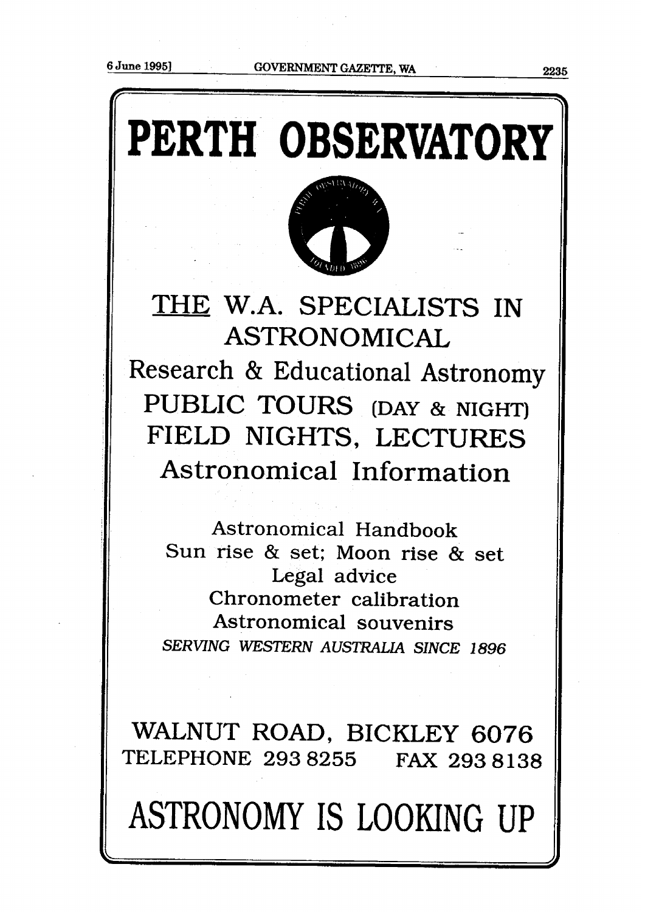# PERTH OBSERVATORY

## THE W.A. SPECIALISTS IN ASTRONOMICAL

## Research & Educational Astronomy

## PUBLIC TOURS (DAY & NIGHT)

## FIELD NIGHTS, LECTURES

## Astronomical Information

Astronomical Handbook

Sun rise & set; Moon rise & set

Legal advice

Chronometer calibration

Astronomical souvenirs

*SERVING WESTERN AUSTRALIA SINCE 1896*

WALNUT ROAD, BICKLEY 6076

TELEPHONE 293 8255 FAX 293 8138

# ASTRONOMY IS LOOKING UP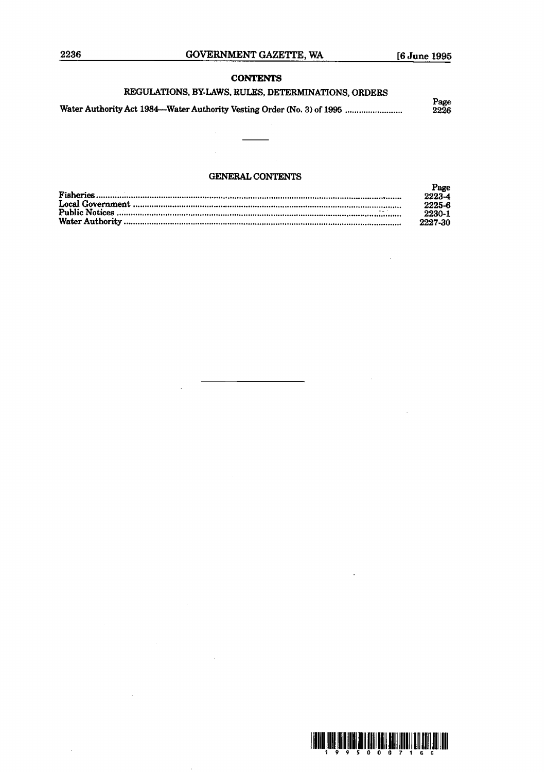## CONTENTS

### REGULATIONS, BY-LAWS, RULES, DETERMINATIONS, ORDERS

| | Page |
|---|---|
| Water Authority Act 1984—Water Authority Vesting Order (No. 3) of 1995 | 2226 |

---

### GENERAL CONTENTS

| | Page |
|---|---|
| Fisheries | 2223-4 |
| Local Government | 2225-6 |
| Public Notices | 2230-1 |
| Water Authority | 2227-30 |